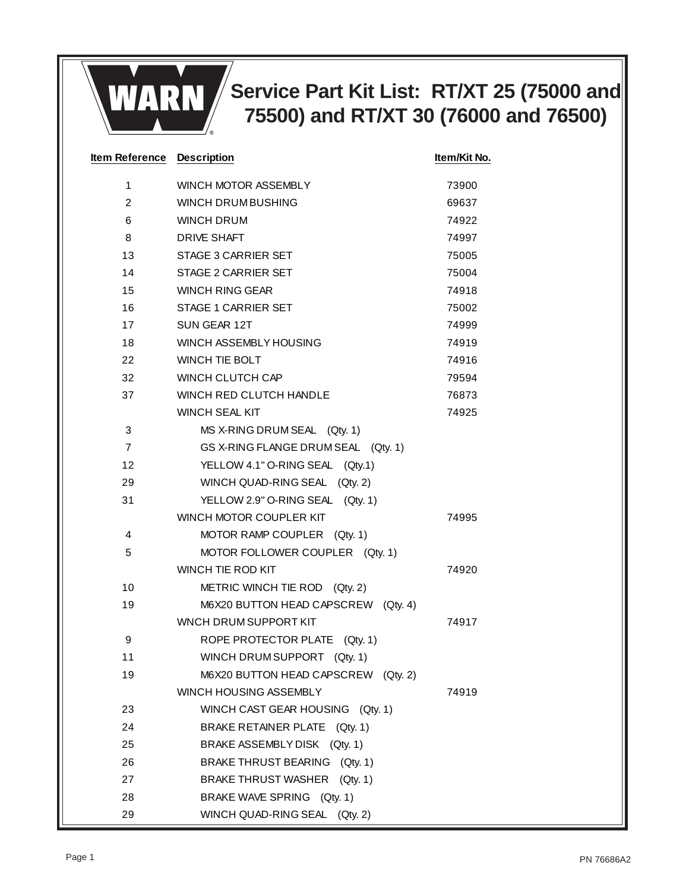# Service Part Kit List: RT/XT 25 (75000 and 75500) and RT/XT 30 (76000 and 76500)

| Item Reference | Description | Item/Kit No. |
| --- | --- | --- |
| 1 | WINCH MOTOR ASSEMBLY | 73900 |
| 2 | WINCH DRUM BUSHING | 69637 |
| 6 | WINCH DRUM | 74922 |
| 8 | DRIVE SHAFT | 74997 |
| 13 | STAGE 3 CARRIER SET | 75005 |
| 14 | STAGE 2 CARRIER SET | 75004 |
| 15 | WINCH RING GEAR | 74918 |
| 16 | STAGE 1 CARRIER SET | 75002 |
| 17 | SUN GEAR 12T | 74999 |
| 18 | WINCH ASSEMBLY HOUSING | 74919 |
| 22 | WINCH TIE BOLT | 74916 |
| 32 | WINCH CLUTCH CAP | 79594 |
| 37 | WINCH RED CLUTCH HANDLE | 76873 |
| | WINCH SEAL KIT | 74925 |
| 3 | MS X-RING DRUM SEAL (Qty. 1) | |
| 7 | GS X-RING FLANGE DRUM SEAL (Qty. 1) | |
| 12 | YELLOW 4.1" O-RING SEAL (Qty.1) | |
| 29 | WINCH QUAD-RING SEAL (Qty. 2) | |
| 31 | YELLOW 2.9" O-RING SEAL (Qty. 1) | |
| | WINCH MOTOR COUPLER KIT | 74995 |
| 4 | MOTOR RAMP COUPLER (Qty. 1) | |
| 5 | MOTOR FOLLOWER COUPLER (Qty. 1) | |
| | WINCH TIE ROD KIT | 74920 |
| 10 | METRIC WINCH TIE ROD (Qty. 2) | |
| 19 | M6X20 BUTTON HEAD CAPSCREW (Qty. 4) | |
| | WNCH DRUM SUPPORT KIT | 74917 |
| 9 | ROPE PROTECTOR PLATE (Qty. 1) | |
| 11 | WINCH DRUM SUPPORT (Qty. 1) | |
| 19 | M6X20 BUTTON HEAD CAPSCREW (Qty. 2) | |
| | WINCH HOUSING ASSEMBLY | 74919 |
| 23 | WINCH CAST GEAR HOUSING (Qty. 1) | |
| 24 | BRAKE RETAINER PLATE (Qty. 1) | |
| 25 | BRAKE ASSEMBLY DISK (Qty. 1) | |
| 26 | BRAKE THRUST BEARING (Qty. 1) | |
| 27 | BRAKE THRUST WASHER (Qty. 1) | |
| 28 | BRAKE WAVE SPRING (Qty. 1) | |
| 29 | WINCH QUAD-RING SEAL (Qty. 2) | |

PN 76686A2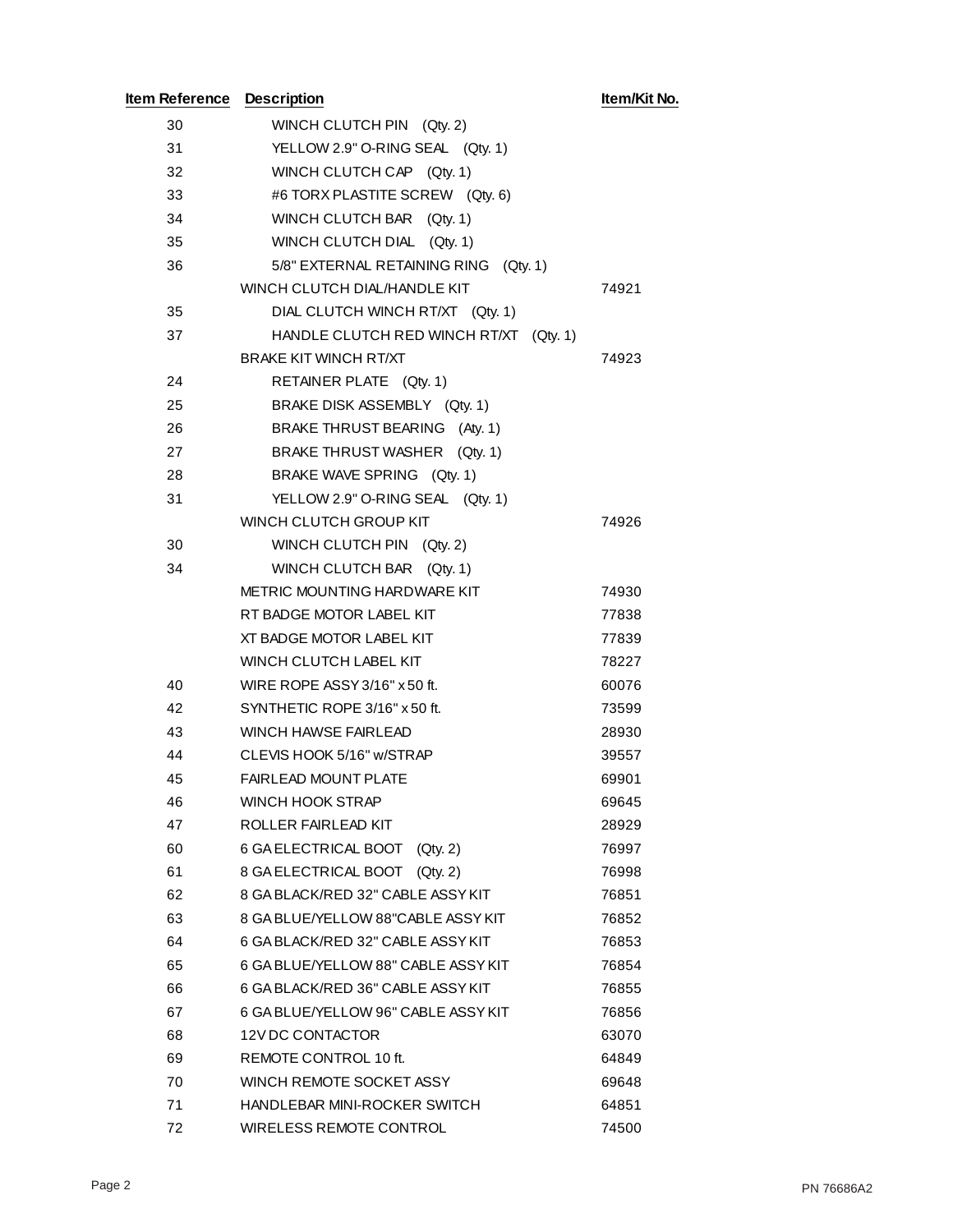| Item Reference | Description | Item/Kit No. |
|---|---|---|
| 30 | WINCH CLUTCH PIN (Qty. 2) | |
| 31 | YELLOW 2.9" O-RING SEAL (Qty. 1) | |
| 32 | WINCH CLUTCH CAP (Qty. 1) | |
| 33 | #6 TORX PLASTITE SCREW (Qty. 6) | |
| 34 | WINCH CLUTCH BAR (Qty. 1) | |
| 35 | WINCH CLUTCH DIAL (Qty. 1) | |
| 36 | 5/8" EXTERNAL RETAINING RING (Qty. 1) | |
| | WINCH CLUTCH DIAL/HANDLE KIT | 74921 |
| 35 | DIAL CLUTCH WINCH RT/XT (Qty. 1) | |
| 37 | HANDLE CLUTCH RED WINCH RT/XT (Qty. 1) | |
| | BRAKE KIT WINCH RT/XT | 74923 |
| 24 | RETAINER PLATE (Qty. 1) | |
| 25 | BRAKE DISK ASSEMBLY (Qty. 1) | |
| 26 | BRAKE THRUST BEARING (Aty. 1) | |
| 27 | BRAKE THRUST WASHER (Qty. 1) | |
| 28 | BRAKE WAVE SPRING (Qty. 1) | |
| 31 | YELLOW 2.9" O-RING SEAL (Qty. 1) | |
| | WINCH CLUTCH GROUP KIT | 74926 |
| 30 | WINCH CLUTCH PIN (Qty. 2) | |
| 34 | WINCH CLUTCH BAR (Qty. 1) | |
| | METRIC MOUNTING HARDWARE KIT | 74930 |
| | RT BADGE MOTOR LABEL KIT | 77838 |
| | XT BADGE MOTOR LABEL KIT | 77839 |
| | WINCH CLUTCH LABEL KIT | 78227 |
| 40 | WIRE ROPE ASSY 3/16" x 50 ft. | 60076 |
| 42 | SYNTHETIC ROPE 3/16" x 50 ft. | 73599 |
| 43 | WINCH HAWSE FAIRLEAD | 28930 |
| 44 | CLEVIS HOOK 5/16" w/STRAP | 39557 |
| 45 | FAIRLEAD MOUNT PLATE | 69901 |
| 46 | WINCH HOOK STRAP | 69645 |
| 47 | ROLLER FAIRLEAD KIT | 28929 |
| 60 | 6 GA ELECTRICAL BOOT (Qty. 2) | 76997 |
| 61 | 8 GA ELECTRICAL BOOT (Qty. 2) | 76998 |
| 62 | 8 GA BLACK/RED 32" CABLE ASSY KIT | 76851 |
| 63 | 8 GA BLUE/YELLOW 88"CABLE ASSY KIT | 76852 |
| 64 | 6 GA BLACK/RED 32" CABLE ASSY KIT | 76853 |
| 65 | 6 GA BLUE/YELLOW 88" CABLE ASSY KIT | 76854 |
| 66 | 6 GA BLACK/RED 36" CABLE ASSY KIT | 76855 |
| 67 | 6 GA BLUE/YELLOW 96" CABLE ASSY KIT | 76856 |
| 68 | 12V DC CONTACTOR | 63070 |
| 69 | REMOTE CONTROL 10 ft. | 64849 |
| 70 | WINCH REMOTE SOCKET ASSY | 69648 |
| 71 | HANDLEBAR MINI-ROCKER SWITCH | 64851 |
| 72 | WIRELESS REMOTE CONTROL | 74500 |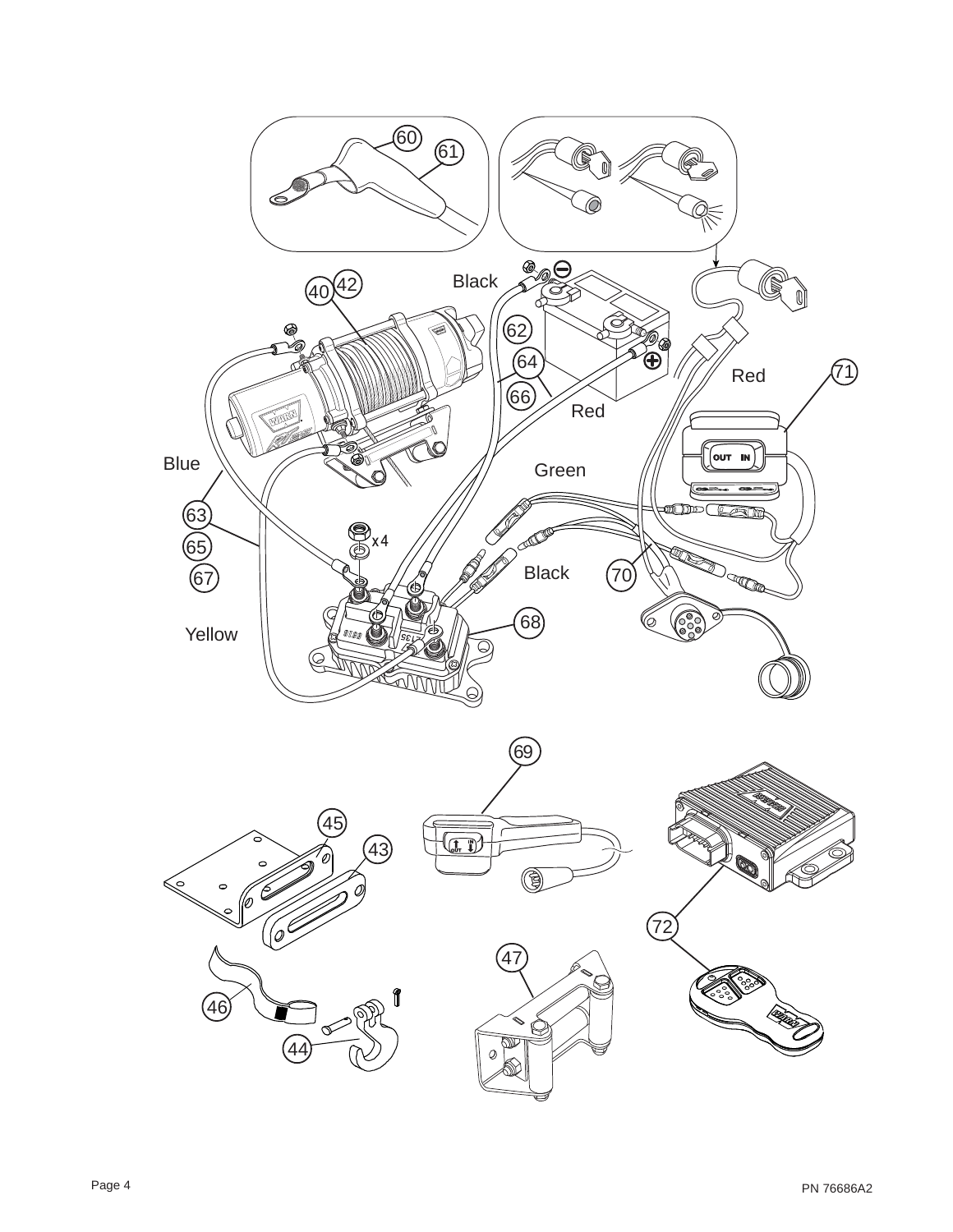60
61
Black
40
42
62
64
66
Red
71
Red
Blue
Green
63
65
67
x4
Black
70
68
Yellow
OUT IN
69
45
43
72
47
46
44